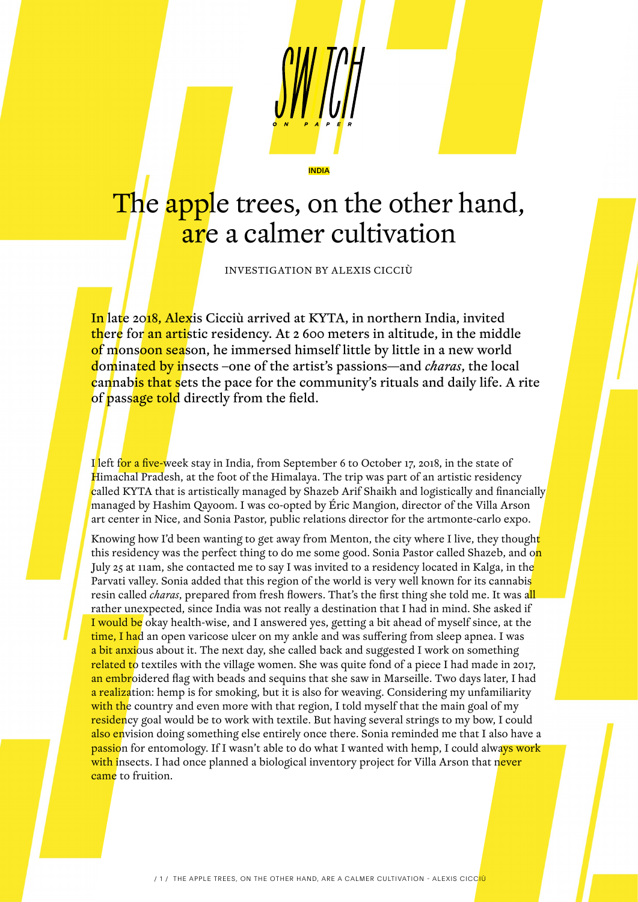INDIA

# The apple trees, on the other hand, are a calmer cultivation

INVESTIGATION BY ALEXIS CICCIÙ

In late 2018, Alexis Cicciù arrived at KYTA, in northern India, invited there for an artistic residency. At 2 600 meters in altitude, in the middle of monsoon season, he immersed himself little by little in a new world dominated by insects –one of the artist's passions—and *charas*, the local cannabis that sets the pace for the community's rituals and daily life. A rite of passage told directly from the field.

I left for a five-week stay in India, from September 6 to October 17, 2018, in the state of Himachal Pradesh, at the foot of the Himalaya. The trip was part of an artistic residency called KYTA that is artistically managed by Shazeb Arif Shaikh and logistically and financially managed by Hashim Qayoom. I was co-opted by Éric Mangion, director of the Villa Arson art center in Nice, and Sonia Pastor, public relations director for the artmonte-carlo expo.

Knowing how I'd been wanting to get away from Menton, the city where I live, they thought this residency was the perfect thing to do me some good. Sonia Pastor called Shazeb, and on July 25 at 11am, she contacted me to say I was invited to a residency located in Kalga, in the Parvati valley. Sonia added that this region of the world is very well known for its cannabis resin called *charas*, prepared from fresh flowers. That's the first thing she told me. It was all rather unexpected, since India was not really a destination that I had in mind. She asked if I would be okay health-wise, and I answered yes, getting a bit ahead of myself since, at the time, I had an open varicose ulcer on my ankle and was suffering from sleep apnea. I was a bit anxious about it. The next day, she called back and suggested I work on something related to textiles with the village women. She was quite fond of a piece I had made in 2017, an embroidered flag with beads and sequins that she saw in Marseille. Two days later, I had a realization: hemp is for smoking, but it is also for weaving. Considering my unfamiliarity with the country and even more with that region, I told myself that the main goal of my residency goal would be to work with textile. But having several strings to my bow, I could also envision doing something else entirely once there. Sonia reminded me that I also have a passion for entomology. If I wasn't able to do what I wanted with hemp, I could always work with insects. I had once planned a biological inventory project for Villa Arson that never came to fruition.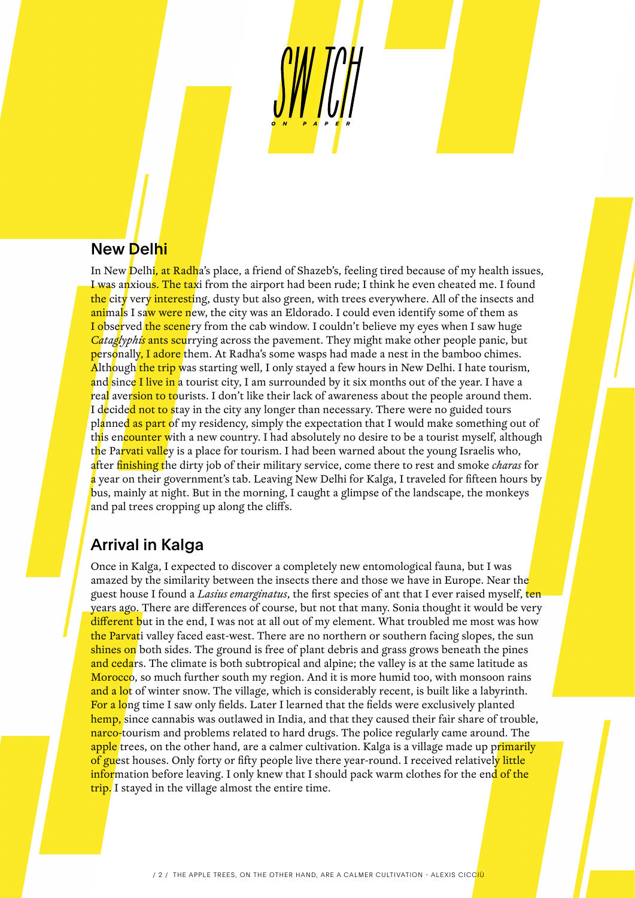## New Delhi

In New Delhi, at Radha's place, a friend of Shazeb's, feeling tired because of my health issues, I was anxious. The taxi from the airport had been rude; I think he even cheated me. I found the city very interesting, dusty but also green, with trees everywhere. All of the insects and animals I saw were new, the city was an Eldorado. I could even identify some of them as I observed the scenery from the cab window. I couldn't believe my eyes when I saw huge *Cataglyphis* ants scurrying across the pavement. They might make other people panic, but personally, I adore them. At Radha's some wasps had made a nest in the bamboo chimes. Although the trip was starting well, I only stayed a few hours in New Delhi. I hate tourism, and since I live in a tourist city, I am surrounded by it six months out of the year. I have a real aversion to tourists. I don't like their lack of awareness about the people around them. I decided not to stay in the city any longer than necessary. There were no guided tours planned as part of my residency, simply the expectation that I would make something out of this encounter with a new country. I had absolutely no desire to be a tourist myself, although the Parvati valley is a place for tourism. I had been warned about the young Israelis who, after finishing the dirty job of their military service, come there to rest and smoke *charas* for a year on their government's tab. Leaving New Delhi for Kalga, I traveled for fifteen hours by bus, mainly at night. But in the morning, I caught a glimpse of the landscape, the monkeys and pal trees cropping up along the cliffs.

## Arrival in Kalga

Once in Kalga, I expected to discover a completely new entomological fauna, but I was amazed by the similarity between the insects there and those we have in Europe. Near the guest house I found a *Lasius emarginatus*, the first species of ant that I ever raised myself, ten years ago. There are differences of course, but not that many. Sonia thought it would be very different but in the end, I was not at all out of my element. What troubled me most was how the Parvati valley faced east-west. There are no northern or southern facing slopes, the sun shines on both sides. The ground is free of plant debris and grass grows beneath the pines and cedars. The climate is both subtropical and alpine; the valley is at the same latitude as Morocco, so much further south my region. And it is more humid too, with monsoon rains and a lot of winter snow. The village, which is considerably recent, is built like a labyrinth. For a long time I saw only fields. Later I learned that the fields were exclusively planted hemp, since cannabis was outlawed in India, and that they caused their fair share of trouble, narco-tourism and problems related to hard drugs. The police regularly came around. The apple trees, on the other hand, are a calmer cultivation. Kalga is a village made up primarily of guest houses. Only forty or fifty people live there year-round. I received relatively little information before leaving. I only knew that I should pack warm clothes for the end of the trip. I stayed in the village almost the entire time.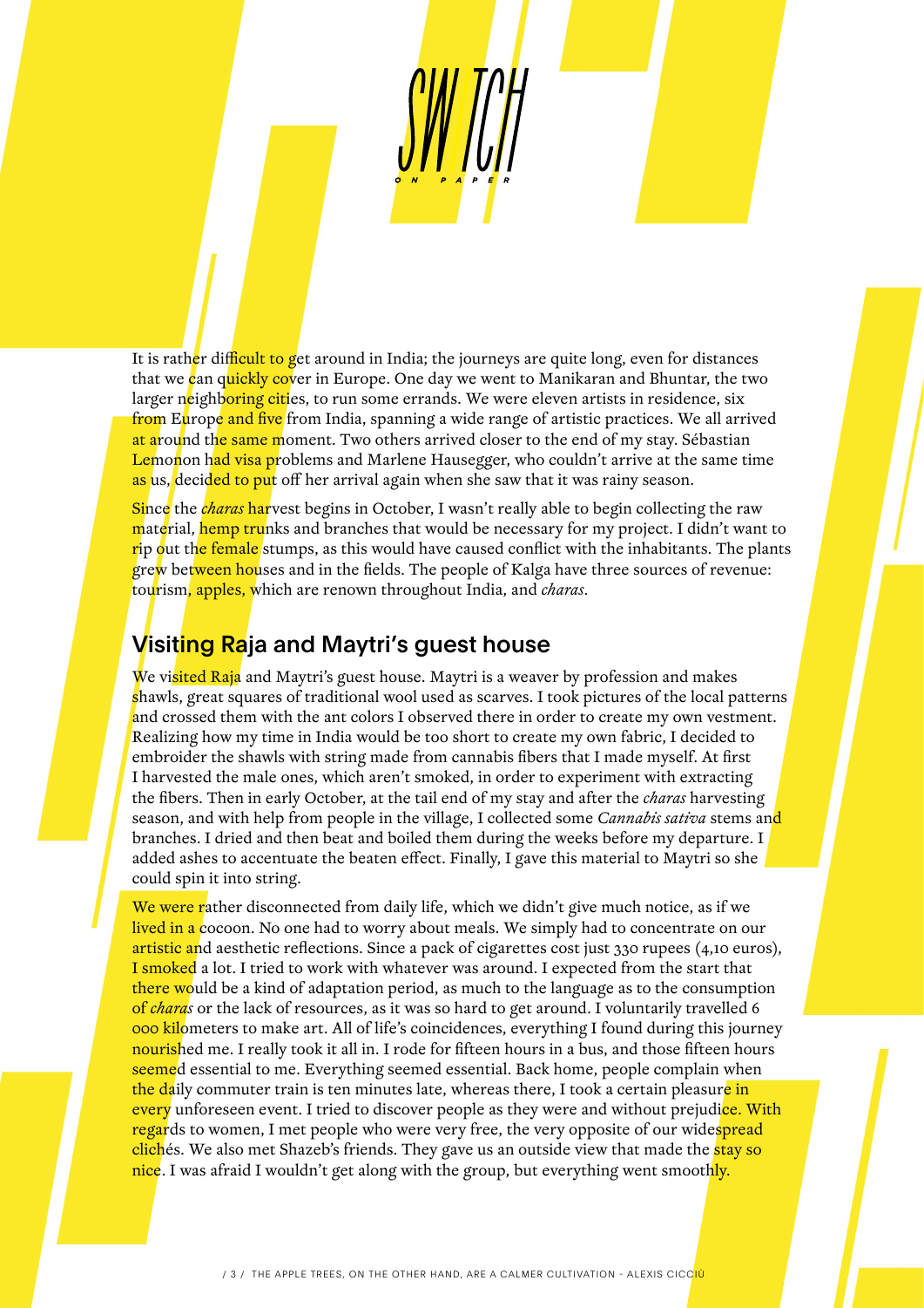It is rather difficult to get around in India; the journeys are quite long, even for distances that we can quickly cover in Europe. One day we went to Manikaran and Bhuntar, the two larger neighboring cities, to run some errands. We were eleven artists in residence, six from Europe and five from India, spanning a wide range of artistic practices. We all arrived at around the same moment. Two others arrived closer to the end of my stay. Sébastian Lemonon had visa problems and Marlene Hausegger, who couldn't arrive at the same time as us, decided to put off her arrival again when she saw that it was rainy season.

Since the *charas* harvest begins in October, I wasn't really able to begin collecting the raw material, hemp trunks and branches that would be necessary for my project. I didn't want to rip out the female stumps, as this would have caused conflict with the inhabitants. The plants grew between houses and in the fields. The people of Kalga have three sources of revenue: tourism, apples, which are renown throughout India, and *charas*.

## Visiting Raja and Maytri's guest house

We visited Raja and Maytri's guest house. Maytri is a weaver by profession and makes shawls, great squares of traditional wool used as scarves. I took pictures of the local patterns and crossed them with the ant colors I observed there in order to create my own vestment. Realizing how my time in India would be too short to create my own fabric, I decided to embroider the shawls with string made from cannabis fibers that I made myself. At first I harvested the male ones, which aren't smoked, in order to experiment with extracting the fibers. Then in early October, at the tail end of my stay and after the *charas* harvesting season, and with help from people in the village, I collected some *Cannabis sativa* stems and branches. I dried and then beat and boiled them during the weeks before my departure. I added ashes to accentuate the beaten effect. Finally, I gave this material to Maytri so she could spin it into string.

We were rather disconnected from daily life, which we didn't give much notice, as if we lived in a cocoon. No one had to worry about meals. We simply had to concentrate on our artistic and aesthetic reflections. Since a pack of cigarettes cost just 330 rupees (4,10 euros), I smoked a lot. I tried to work with whatever was around. I expected from the start that there would be a kind of adaptation period, as much to the language as to the consumption of *charas* or the lack of resources, as it was so hard to get around. I voluntarily travelled 6 000 kilometers to make art. All of life's coincidences, everything I found during this journey nourished me. I really took it all in. I rode for fifteen hours in a bus, and those fifteen hours seemed essential to me. Everything seemed essential. Back home, people complain when the daily commuter train is ten minutes late, whereas there, I took a certain pleasure in every unforeseen event. I tried to discover people as they were and without prejudice. With regards to women, I met people who were very free, the very opposite of our widespread clichés. We also met Shazeb's friends. They gave us an outside view that made the stay so nice. I was afraid I wouldn't get along with the group, but everything went smoothly.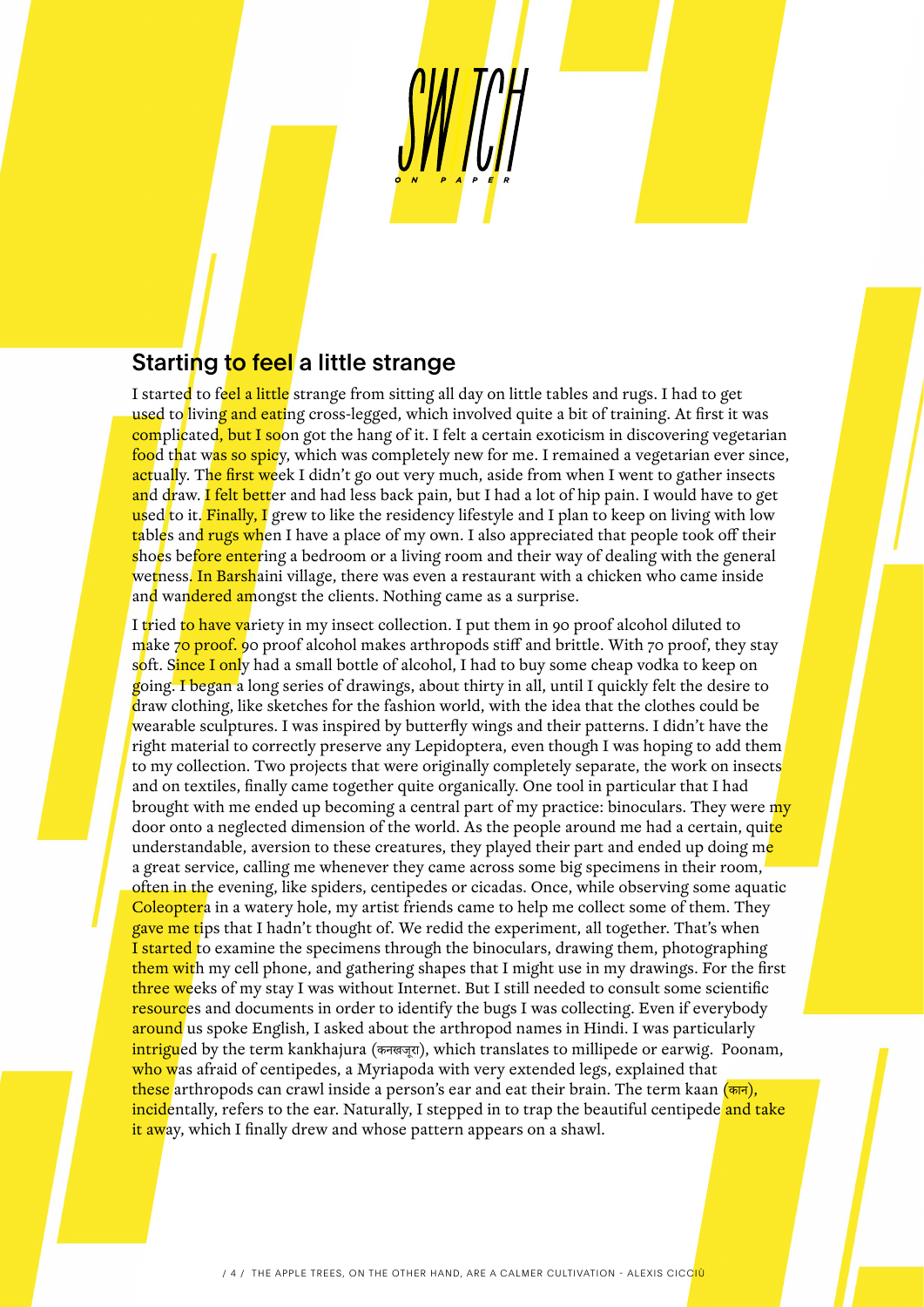## Starting to feel a little strange

I started to feel a little strange from sitting all day on little tables and rugs. I had to get used to living and eating cross-legged, which involved quite a bit of training. At first it was complicated, but I soon got the hang of it. I felt a certain exoticism in discovering vegetarian food that was so spicy, which was completely new for me. I remained a vegetarian ever since, actually. The first week I didn't go out very much, aside from when I went to gather insects and draw. I felt better and had less back pain, but I had a lot of hip pain. I would have to get used to it. Finally, I grew to like the residency lifestyle and I plan to keep on living with low tables and rugs when I have a place of my own. I also appreciated that people took off their shoes before entering a bedroom or a living room and their way of dealing with the general wetness. In Barshaini village, there was even a restaurant with a chicken who came inside and wandered amongst the clients. Nothing came as a surprise.

I tried to have variety in my insect collection. I put them in 90 proof alcohol diluted to make 70 proof. 90 proof alcohol makes arthropods stiff and brittle. With 70 proof, they stay soft. Since I only had a small bottle of alcohol, I had to buy some cheap vodka to keep on going. I began a long series of drawings, about thirty in all, until I quickly felt the desire to draw clothing, like sketches for the fashion world, with the idea that the clothes could be wearable sculptures. I was inspired by butterfly wings and their patterns. I didn't have the right material to correctly preserve any Lepidoptera, even though I was hoping to add them to my collection. Two projects that were originally completely separate, the work on insects and on textiles, finally came together quite organically. One tool in particular that I had brought with me ended up becoming a central part of my practice: binoculars. They were my door onto a neglected dimension of the world. As the people around me had a certain, quite understandable, aversion to these creatures, they played their part and ended up doing me a great service, calling me whenever they came across some big specimens in their room, often in the evening, like spiders, centipedes or cicadas. Once, while observing some aquatic Coleoptera in a watery hole, my artist friends came to help me collect some of them. They gave me tips that I hadn't thought of. We redid the experiment, all together. That's when I started to examine the specimens through the binoculars, drawing them, photographing them with my cell phone, and gathering shapes that I might use in my drawings. For the first three weeks of my stay I was without Internet. But I still needed to consult some scientific resources and documents in order to identify the bugs I was collecting. Even if everybody around us spoke English, I asked about the arthropod names in Hindi. I was particularly intrigued by the term kankhajura (कनखजूरा), which translates to millipede or earwig. Poonam, who was afraid of centipedes, a Myriapoda with very extended legs, explained that these arthropods can crawl inside a person's ear and eat their brain. The term kaan (कान), incidentally, refers to the ear. Naturally, I stepped in to trap the beautiful centipede and take it away, which I finally drew and whose pattern appears on a shawl.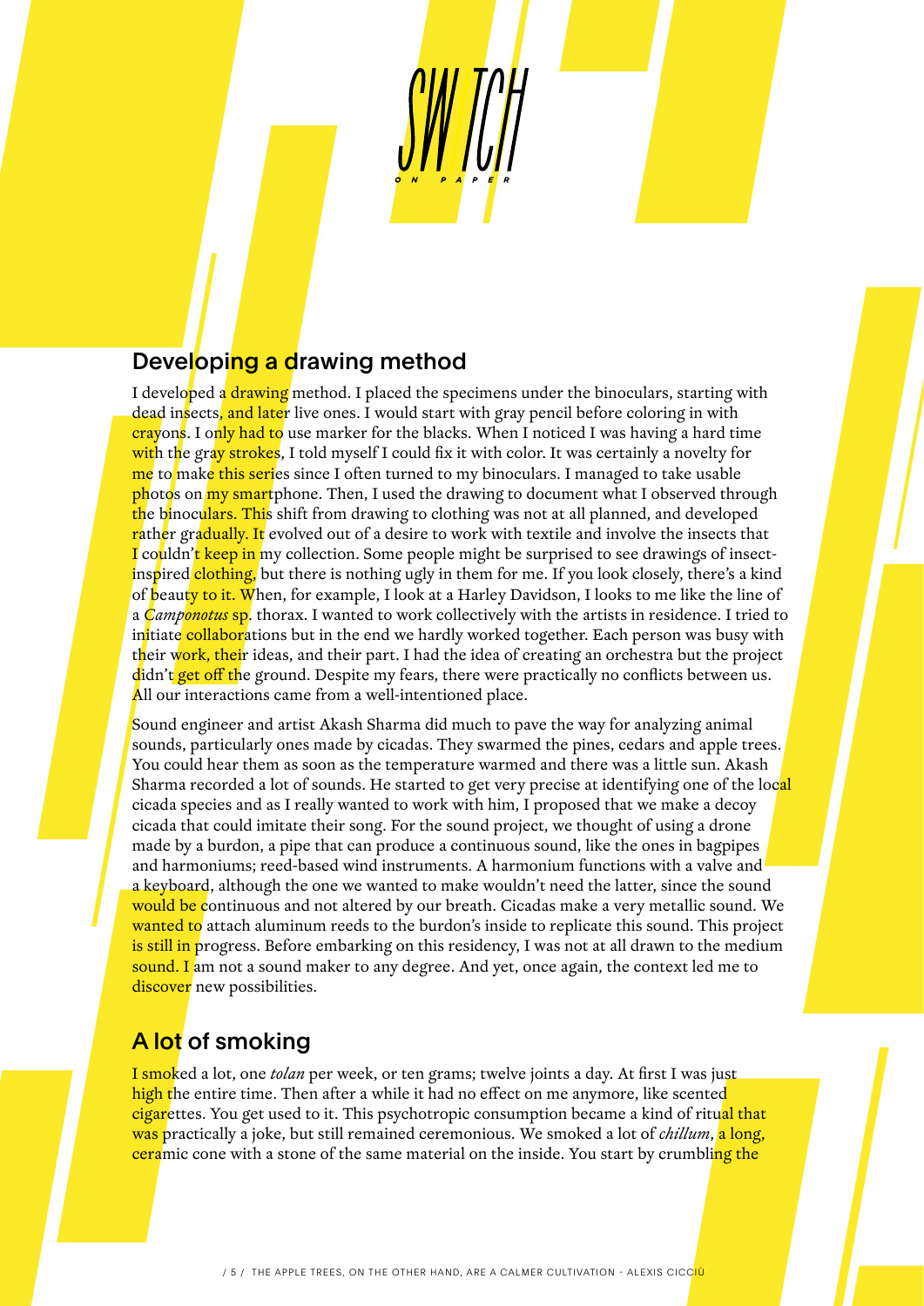## Developing a drawing method

I developed a drawing method. I placed the specimens under the binoculars, starting with dead insects, and later live ones. I would start with gray pencil before coloring in with crayons. I only had to use marker for the blacks. When I noticed I was having a hard time with the gray strokes, I told myself I could fix it with color. It was certainly a novelty for me to make this series since I often turned to my binoculars. I managed to take usable photos on my smartphone. Then, I used the drawing to document what I observed through the binoculars. This shift from drawing to clothing was not at all planned, and developed rather gradually. It evolved out of a desire to work with textile and involve the insects that I couldn't keep in my collection. Some people might be surprised to see drawings of insect-inspired clothing, but there is nothing ugly in them for me. If you look closely, there's a kind of beauty to it. When, for example, I look at a Harley Davidson, I looks to me like the line of a *Camponotus* sp. thorax. I wanted to work collectively with the artists in residence. I tried to initiate collaborations but in the end we hardly worked together. Each person was busy with their work, their ideas, and their part. I had the idea of creating an orchestra but the project didn't get off the ground. Despite my fears, there were practically no conflicts between us. All our interactions came from a well-intentioned place.

Sound engineer and artist Akash Sharma did much to pave the way for analyzing animal sounds, particularly ones made by cicadas. They swarmed the pines, cedars and apple trees. You could hear them as soon as the temperature warmed and there was a little sun. Akash Sharma recorded a lot of sounds. He started to get very precise at identifying one of the local cicada species and as I really wanted to work with him, I proposed that we make a decoy cicada that could imitate their song. For the sound project, we thought of using a drone made by a burdon, a pipe that can produce a continuous sound, like the ones in bagpipes and harmoniums; reed-based wind instruments. A harmonium functions with a valve and a keyboard, although the one we wanted to make wouldn't need the latter, since the sound would be continuous and not altered by our breath. Cicadas make a very metallic sound. We wanted to attach aluminum reeds to the burdon's inside to replicate this sound. This project is still in progress. Before embarking on this residency, I was not at all drawn to the medium sound. I am not a sound maker to any degree. And yet, once again, the context led me to discover new possibilities.

## A lot of smoking

I smoked a lot, one *tolan* per week, or ten grams; twelve joints a day. At first I was just high the entire time. Then after a while it had no effect on me anymore, like scented cigarettes. You get used to it. This psychotropic consumption became a kind of ritual that was practically a joke, but still remained ceremonious. We smoked a lot of *chillum*, a long, ceramic cone with a stone of the same material on the inside. You start by crumbling the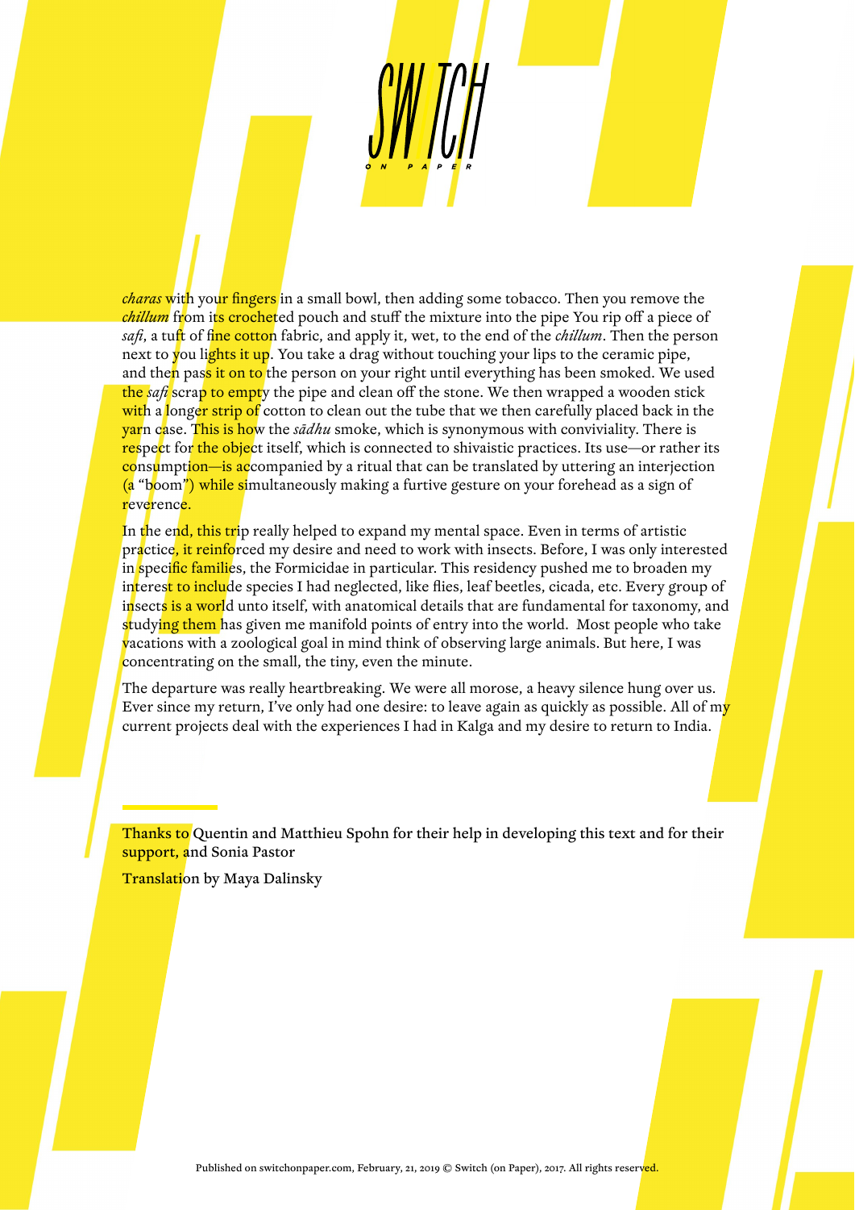*charas* with your fingers in a small bowl, then adding some tobacco. Then you remove the *chillum* from its crocheted pouch and stuff the mixture into the pipe You rip off a piece of *safi*, a tuft of fine cotton fabric, and apply it, wet, to the end of the *chillum*. Then the person next to you lights it up. You take a drag without touching your lips to the ceramic pipe, and then pass it on to the person on your right until everything has been smoked. We used the *safi* scrap to empty the pipe and clean off the stone. We then wrapped a wooden stick with a longer strip of cotton to clean out the tube that we then carefully placed back in the yarn case. This is how the *sādhu* smoke, which is synonymous with conviviality. There is respect for the object itself, which is connected to shivaistic practices. Its use—or rather its consumption—is accompanied by a ritual that can be translated by uttering an interjection (a "boom") while simultaneously making a furtive gesture on your forehead as a sign of reverence.

In the end, this trip really helped to expand my mental space. Even in terms of artistic practice, it reinforced my desire and need to work with insects. Before, I was only interested in specific families, the Formicidae in particular. This residency pushed me to broaden my interest to include species I had neglected, like flies, leaf beetles, cicada, etc. Every group of insects is a world unto itself, with anatomical details that are fundamental for taxonomy, and studying them has given me manifold points of entry into the world. Most people who take vacations with a zoological goal in mind think of observing large animals. But here, I was concentrating on the small, the tiny, even the minute.

The departure was really heartbreaking. We were all morose, a heavy silence hung over us. Ever since my return, I've only had one desire: to leave again as quickly as possible. All of my current projects deal with the experiences I had in Kalga and my desire to return to India.

---

Thanks to Quentin and Matthieu Spohn for their help in developing this text and for their support, and Sonia Pastor

Translation by Maya Dalinsky